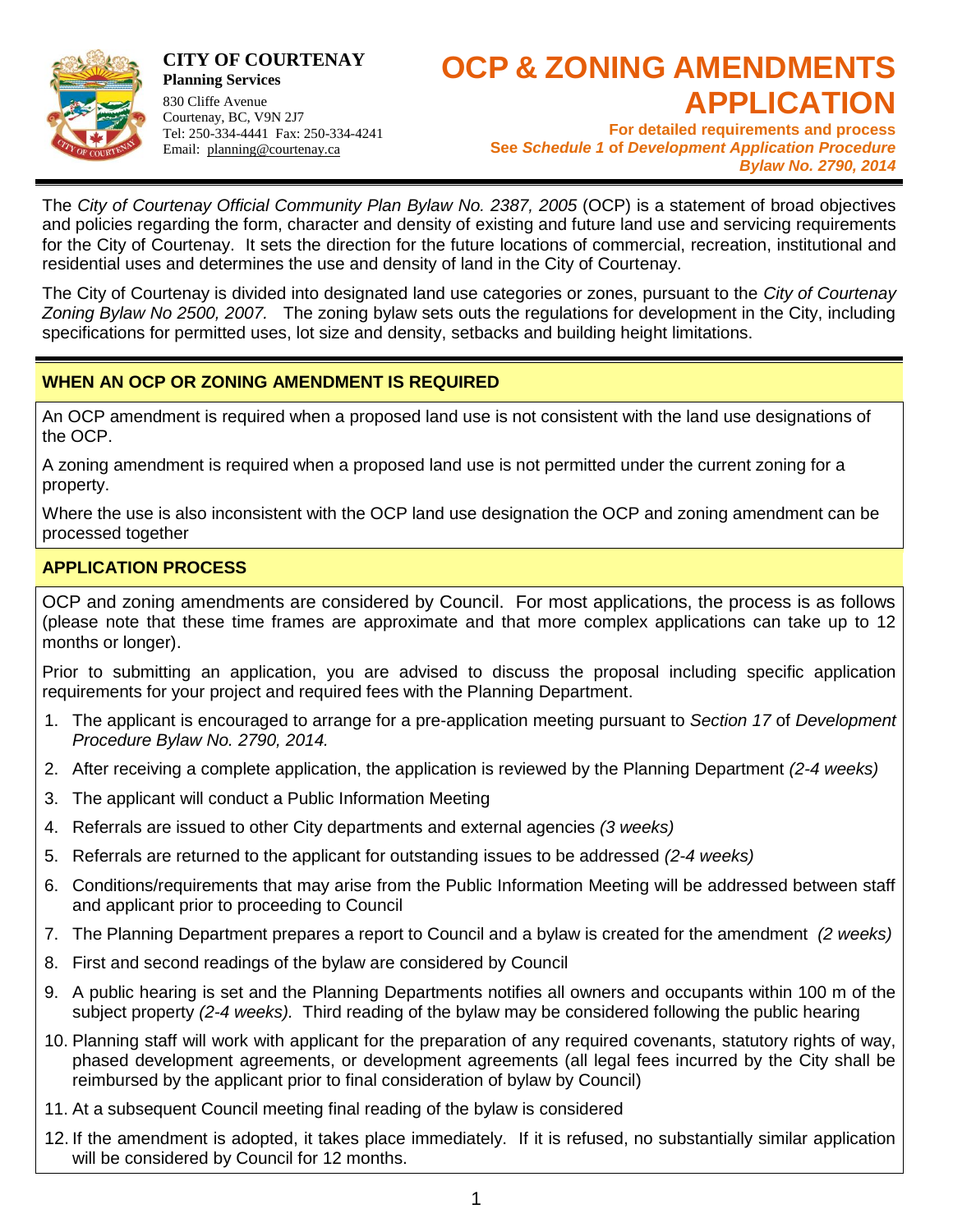**CITY OF COURTENAY**
**Planning Services**
830 Cliffe Avenue
Courtenay, BC, V9N 2J7
Tel: 250-334-4441 Fax: 250-334-4241
Email: planning@courtenay.ca

# OCP & ZONING AMENDMENTS APPLICATION

**For detailed requirements and process**
**See *Schedule 1* of *Development Application Procedure Bylaw No. 2790, 2014***

The *City of Courtenay Official Community Plan Bylaw No. 2387, 2005* (OCP) is a statement of broad objectives and policies regarding the form, character and density of existing and future land use and servicing requirements for the City of Courtenay. It sets the direction for the future locations of commercial, recreation, institutional and residential uses and determines the use and density of land in the City of Courtenay.

The City of Courtenay is divided into designated land use categories or zones, pursuant to the *City of Courtenay Zoning Bylaw No 2500, 2007.* The zoning bylaw sets outs the regulations for development in the City, including specifications for permitted uses, lot size and density, setbacks and building height limitations.

## WHEN AN OCP OR ZONING AMENDMENT IS REQUIRED

An OCP amendment is required when a proposed land use is not consistent with the land use designations of the OCP.

A zoning amendment is required when a proposed land use is not permitted under the current zoning for a property.

Where the use is also inconsistent with the OCP land use designation the OCP and zoning amendment can be processed together

## APPLICATION PROCESS

OCP and zoning amendments are considered by Council. For most applications, the process is as follows (please note that these time frames are approximate and that more complex applications can take up to 12 months or longer).

Prior to submitting an application, you are advised to discuss the proposal including specific application requirements for your project and required fees with the Planning Department.

1. The applicant is encouraged to arrange for a pre-application meeting pursuant to *Section 17* of *Development Procedure Bylaw No. 2790, 2014.*
2. After receiving a complete application, the application is reviewed by the Planning Department *(2-4 weeks)*
3. The applicant will conduct a Public Information Meeting
4. Referrals are issued to other City departments and external agencies *(3 weeks)*
5. Referrals are returned to the applicant for outstanding issues to be addressed *(2-4 weeks)*
6. Conditions/requirements that may arise from the Public Information Meeting will be addressed between staff and applicant prior to proceeding to Council
7. The Planning Department prepares a report to Council and a bylaw is created for the amendment *(2 weeks)*
8. First and second readings of the bylaw are considered by Council
9. A public hearing is set and the Planning Departments notifies all owners and occupants within 100 m of the subject property *(2-4 weeks).* Third reading of the bylaw may be considered following the public hearing
10. Planning staff will work with applicant for the preparation of any required covenants, statutory rights of way, phased development agreements, or development agreements (all legal fees incurred by the City shall be reimbursed by the applicant prior to final consideration of bylaw by Council)
11. At a subsequent Council meeting final reading of the bylaw is considered
12. If the amendment is adopted, it takes place immediately. If it is refused, no substantially similar application will be considered by Council for 12 months.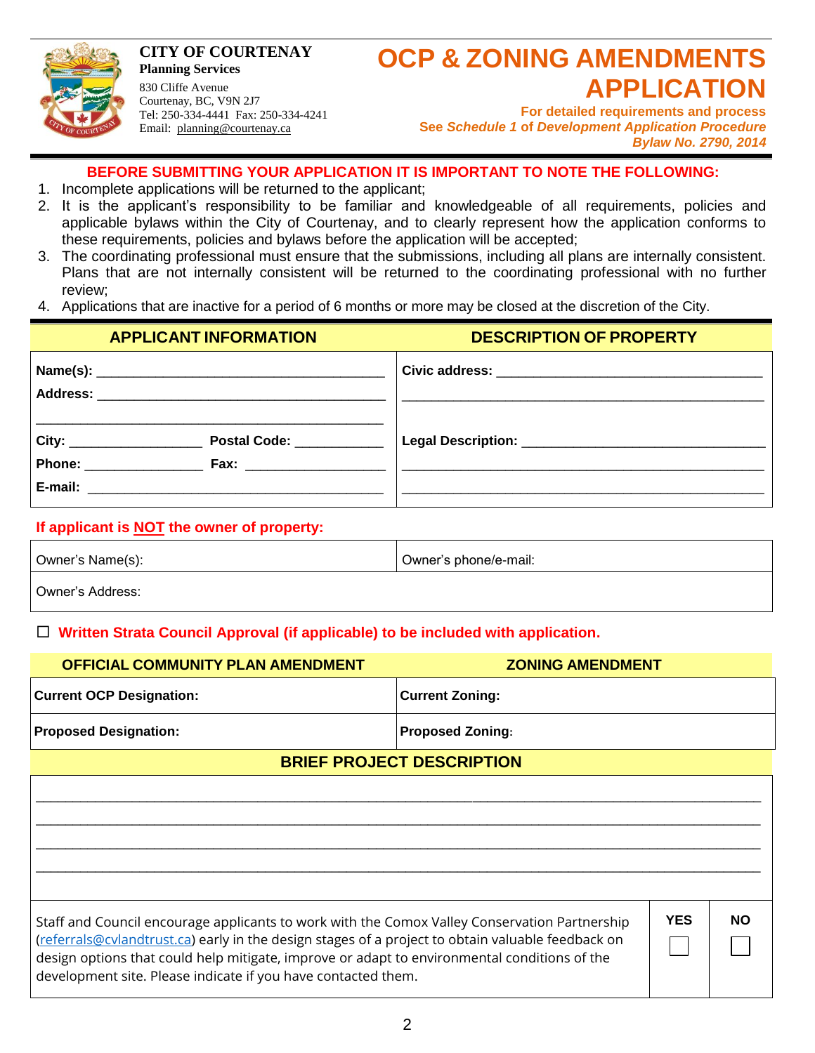**CITY OF COURTENAY**
**Planning Services**
830 Cliffe Avenue
Courtenay, BC, V9N 2J7
Tel: 250-334-4441 Fax: 250-334-4241
Email: planning@courtenay.ca

# OCP & ZONING AMENDMENTS APPLICATION

**For detailed requirements and process**
**See *Schedule 1* of *Development Application Procedure Bylaw No. 2790, 2014***

**BEFORE SUBMITTING YOUR APPLICATION IT IS IMPORTANT TO NOTE THE FOLLOWING:**

1. Incomplete applications will be returned to the applicant;
2. It is the applicant's responsibility to be familiar and knowledgeable of all requirements, policies and applicable bylaws within the City of Courtenay, and to clearly represent how the application conforms to these requirements, policies and bylaws before the application will be accepted;
3. The coordinating professional must ensure that the submissions, including all plans are internally consistent. Plans that are not internally consistent will be returned to the coordinating professional with no further review;
4. Applications that are inactive for a period of 6 months or more may be closed at the discretion of the City.

| APPLICANT INFORMATION | DESCRIPTION OF PROPERTY |
|---|---|
| **Name(s):** ______________________________ | **Civic address:** ______________________________ |
| **Address:** ______________________________ | ______________________________ |
| ______________________________ | |
| **City:** ____________ **Postal Code:** __________ | **Legal Description:** ______________________________ |
| **Phone:** ____________ **Fax:** ____________ | ______________________________ |
| **E-mail:** ______________________________ | ______________________________ |

**If applicant is NOT the owner of property:**

| Owner's Name(s): | Owner's phone/e-mail: |
|---|---|
| Owner's Address: | |

☐ **Written Strata Council Approval (if applicable) to be included with application.**

| OFFICIAL COMMUNITY PLAN AMENDMENT | ZONING AMENDMENT |
|---|---|
| **Current OCP Designation:** | **Current Zoning:** |
| **Proposed Designation:** | **Proposed Zoning:** |

**BRIEF PROJECT DESCRIPTION**

______________________________________________________________________________

______________________________________________________________________________

______________________________________________________________________________

______________________________________________________________________________

| | YES | NO |
|---|---|---|
| Staff and Council encourage applicants to work with the Comox Valley Conservation Partnership (referrals@cvlandtrust.ca) early in the design stages of a project to obtain valuable feedback on design options that could help mitigate, improve or adapt to environmental conditions of the development site. Please indicate if you have contacted them. | ☐ | ☐ |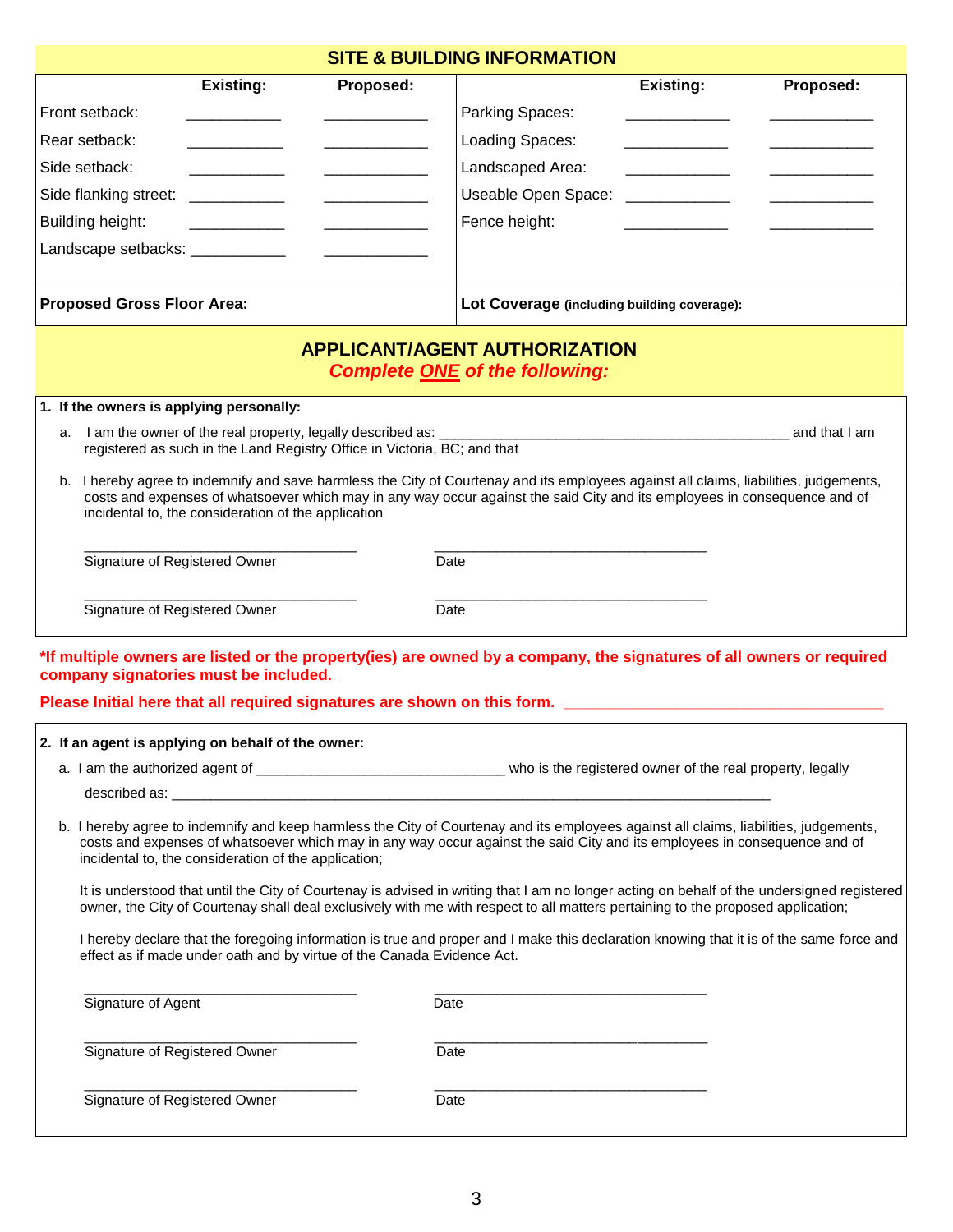## SITE & BUILDING INFORMATION

| | Existing: | Proposed: | | Existing: | Proposed: |
|---|---|---|---|---|---|
| Front setback: | ___________ | ___________ | Parking Spaces: | ___________ | ___________ |
| Rear setback: | ___________ | ___________ | Loading Spaces: | ___________ | ___________ |
| Side setback: | ___________ | ___________ | Landscaped Area: | ___________ | ___________ |
| Side flanking street: | ___________ | ___________ | Useable Open Space: | ___________ | ___________ |
| Building height: | ___________ | ___________ | Fence height: | ___________ | ___________ |
| Landscape setbacks: | ___________ | ___________ | | | |

| **Proposed Gross Floor Area:** | **Lot Coverage** **(including building coverage):** |
|---|---|

## APPLICANT/AGENT AUTHORIZATION

***Complete ONE of the following:***

**1. If the owners is applying personally:**

a. I am the owner of the real property, legally described as: ____________________________________________ and that I am registered as such in the Land Registry Office in Victoria, BC; and that

b. I hereby agree to indemnify and save harmless the City of Courtenay and its employees against all claims, liabilities, judgements, costs and expenses of whatsoever which may in any way occur against the said City and its employees in consequence and of incidental to, the consideration of the application

___________________________________ ___________________________________
Signature of Registered Owner Date

___________________________________ ___________________________________
Signature of Registered Owner Date

**\*If multiple owners are listed or the property(ies) are owned by a company, the signatures of all owners or required company signatories must be included.**

**Please Initial here that all required signatures are shown on this form.** ______________________________________

**2. If an agent is applying on behalf of the owner:**

a. I am the authorized agent of ________________________________ who is the registered owner of the real property, legally described as: ______________________________________________________________________________

b. I hereby agree to indemnify and keep harmless the City of Courtenay and its employees against all claims, liabilities, judgements, costs and expenses of whatsoever which may in any way occur against the said City and its employees in consequence and of incidental to, the consideration of the application;

It is understood that until the City of Courtenay is advised in writing that I am no longer acting on behalf of the undersigned registered owner, the City of Courtenay shall deal exclusively with me with respect to all matters pertaining to the proposed application;

I hereby declare that the foregoing information is true and proper and I make this declaration knowing that it is of the same force and effect as if made under oath and by virtue of the Canada Evidence Act.

___________________________________ ___________________________________
Signature of Agent Date

___________________________________ ___________________________________
Signature of Registered Owner Date

___________________________________ ___________________________________
Signature of Registered Owner Date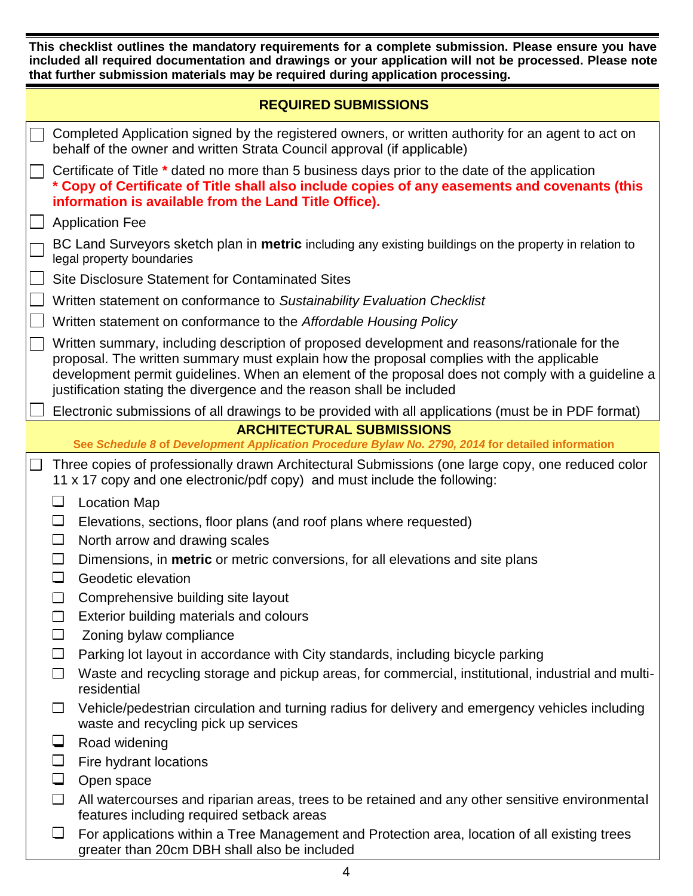**This checklist outlines the mandatory requirements for a complete submission. Please ensure you have included all required documentation and drawings or your application will not be processed. Please note that further submission materials may be required during application processing.**

## REQUIRED SUBMISSIONS

- ☐ Completed Application signed by the registered owners, or written authority for an agent to act on behalf of the owner and written Strata Council approval (if applicable)
- ☐ Certificate of Title **\*** dated no more than 5 business days prior to the date of the application
  **\* Copy of Certificate of Title shall also include copies of any easements and covenants (this information is available from the Land Title Office).**
- ☐ Application Fee
- ☐ BC Land Surveyors sketch plan in **metric** including any existing buildings on the property in relation to legal property boundaries
- ☐ Site Disclosure Statement for Contaminated Sites
- ☐ Written statement on conformance to *Sustainability Evaluation Checklist*
- ☐ Written statement on conformance to the *Affordable Housing Policy*
- ☐ Written summary, including description of proposed development and reasons/rationale for the proposal. The written summary must explain how the proposal complies with the applicable development permit guidelines. When an element of the proposal does not comply with a guideline a justification stating the divergence and the reason shall be included
- ☐ Electronic submissions of all drawings to be provided with all applications (must be in PDF format)

## ARCHITECTURAL SUBMISSIONS

**See *Schedule 8* of *Development Application Procedure Bylaw No. 2790, 2014* for detailed information**

- ☐ Three copies of professionally drawn Architectural Submissions (one large copy, one reduced color 11 x 17 copy and one electronic/pdf copy) and must include the following:
  - ☐ Location Map
  - ☐ Elevations, sections, floor plans (and roof plans where requested)
  - ☐ North arrow and drawing scales
  - ☐ Dimensions, in **metric** or metric conversions, for all elevations and site plans
  - ☐ Geodetic elevation
  - ☐ Comprehensive building site layout
  - ☐ Exterior building materials and colours
  - ☐ Zoning bylaw compliance
  - ☐ Parking lot layout in accordance with City standards, including bicycle parking
  - ☐ Waste and recycling storage and pickup areas, for commercial, institutional, industrial and multi-residential
  - ☐ Vehicle/pedestrian circulation and turning radius for delivery and emergency vehicles including waste and recycling pick up services
  - ☐ Road widening
  - ☐ Fire hydrant locations
  - ☐ Open space
  - ☐ All watercourses and riparian areas, trees to be retained and any other sensitive environmental features including required setback areas
  - ☐ For applications within a Tree Management and Protection area, location of all existing trees greater than 20cm DBH shall also be included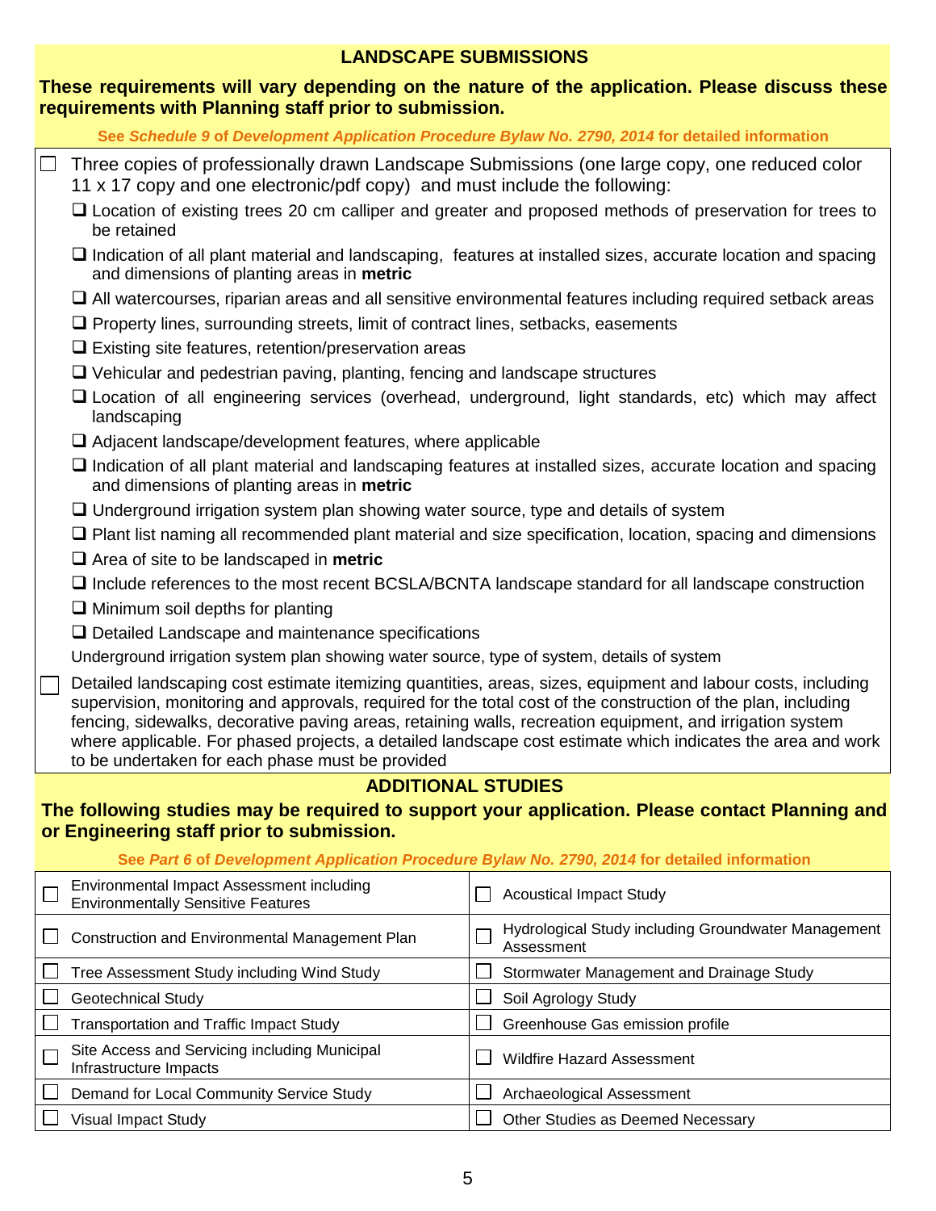## LANDSCAPE SUBMISSIONS

**These requirements will vary depending on the nature of the application. Please discuss these requirements with Planning staff prior to submission.**

**See *Schedule 9* of *Development Application Procedure Bylaw No. 2790, 2014* for detailed information**

- ☐ Three copies of professionally drawn Landscape Submissions (one large copy, one reduced color 11 x 17 copy and one electronic/pdf copy) and must include the following:
  - ❑ Location of existing trees 20 cm calliper and greater and proposed methods of preservation for trees to be retained
  - ❑ Indication of all plant material and landscaping, features at installed sizes, accurate location and spacing and dimensions of planting areas in **metric**
  - ❑ All watercourses, riparian areas and all sensitive environmental features including required setback areas
  - ❑ Property lines, surrounding streets, limit of contract lines, setbacks, easements
  - ❑ Existing site features, retention/preservation areas
  - ❑ Vehicular and pedestrian paving, planting, fencing and landscape structures
  - ❑ Location of all engineering services (overhead, underground, light standards, etc) which may affect landscaping
  - ❑ Adjacent landscape/development features, where applicable
  - ❑ Indication of all plant material and landscaping features at installed sizes, accurate location and spacing and dimensions of planting areas in **metric**
  - ❑ Underground irrigation system plan showing water source, type and details of system
  - ❑ Plant list naming all recommended plant material and size specification, location, spacing and dimensions
  - ❑ Area of site to be landscaped in **metric**
  - ❑ Include references to the most recent BCSLA/BCNTA landscape standard for all landscape construction
  - ❑ Minimum soil depths for planting
  - ❑ Detailed Landscape and maintenance specifications

  Underground irrigation system plan showing water source, type of system, details of system
- ☐ Detailed landscaping cost estimate itemizing quantities, areas, sizes, equipment and labour costs, including supervision, monitoring and approvals, required for the total cost of the construction of the plan, including fencing, sidewalks, decorative paving areas, retaining walls, recreation equipment, and irrigation system where applicable. For phased projects, a detailed landscape cost estimate which indicates the area and work to be undertaken for each phase must be provided

## ADDITIONAL STUDIES

**The following studies may be required to support your application. Please contact Planning and or Engineering staff prior to submission.**

**See *Part 6* of *Development Application Procedure Bylaw No. 2790, 2014* for detailed information**

| | |
|---|---|
| ☐ Environmental Impact Assessment including Environmentally Sensitive Features | ☐ Acoustical Impact Study |
| ☐ Construction and Environmental Management Plan | ☐ Hydrological Study including Groundwater Management Assessment |
| ☐ Tree Assessment Study including Wind Study | ☐ Stormwater Management and Drainage Study |
| ☐ Geotechnical Study | ☐ Soil Agrology Study |
| ☐ Transportation and Traffic Impact Study | ☐ Greenhouse Gas emission profile |
| ☐ Site Access and Servicing including Municipal Infrastructure Impacts | ☐ Wildfire Hazard Assessment |
| ☐ Demand for Local Community Service Study | ☐ Archaeological Assessment |
| ☐ Visual Impact Study | ☐ Other Studies as Deemed Necessary |